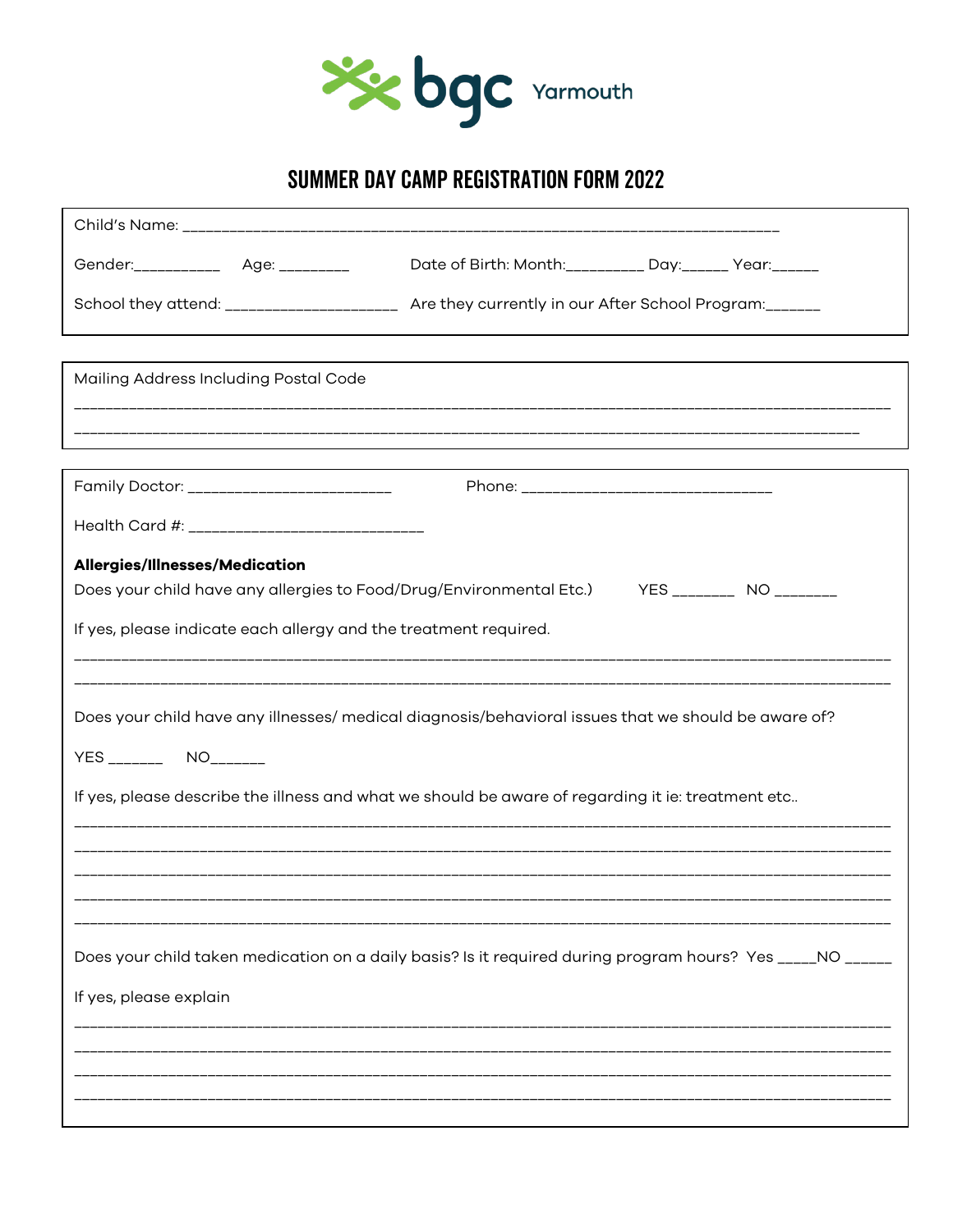bgc Yarmouth

# SUMMER DAY CAMP REGISTRATION FORM 2022

Child's Name: ___________________________________________________________________________

Gender:__________ Age: ________ Date of Birth: Month:_________ Day:_____ Year:_____

School they attend: ____________________ Are they currently in our After School Program:______

Mailing Address Including Postal Code

______________________________________________________________________________________________

______________________________________________________________________________________________

Family Doctor: _______________________ Phone: _____________________________

Health Card #: ____________________________

**Allergies/Illnesses/Medication**

Does your child have any allergies to Food/Drug/Environmental Etc.) YES _______ NO _______

If yes, please indicate each allergy and the treatment required.

______________________________________________________________________________________________

______________________________________________________________________________________________

Does your child have any illnesses/ medical diagnosis/behavioral issues that we should be aware of?

YES ______ NO______

If yes, please describe the illness and what we should be aware of regarding it ie: treatment etc..

______________________________________________________________________________________________

______________________________________________________________________________________________

______________________________________________________________________________________________

______________________________________________________________________________________________

______________________________________________________________________________________________

Does your child taken medication on a daily basis? Is it required during program hours? Yes _____NO _____

If yes, please explain

______________________________________________________________________________________________

______________________________________________________________________________________________

______________________________________________________________________________________________

______________________________________________________________________________________________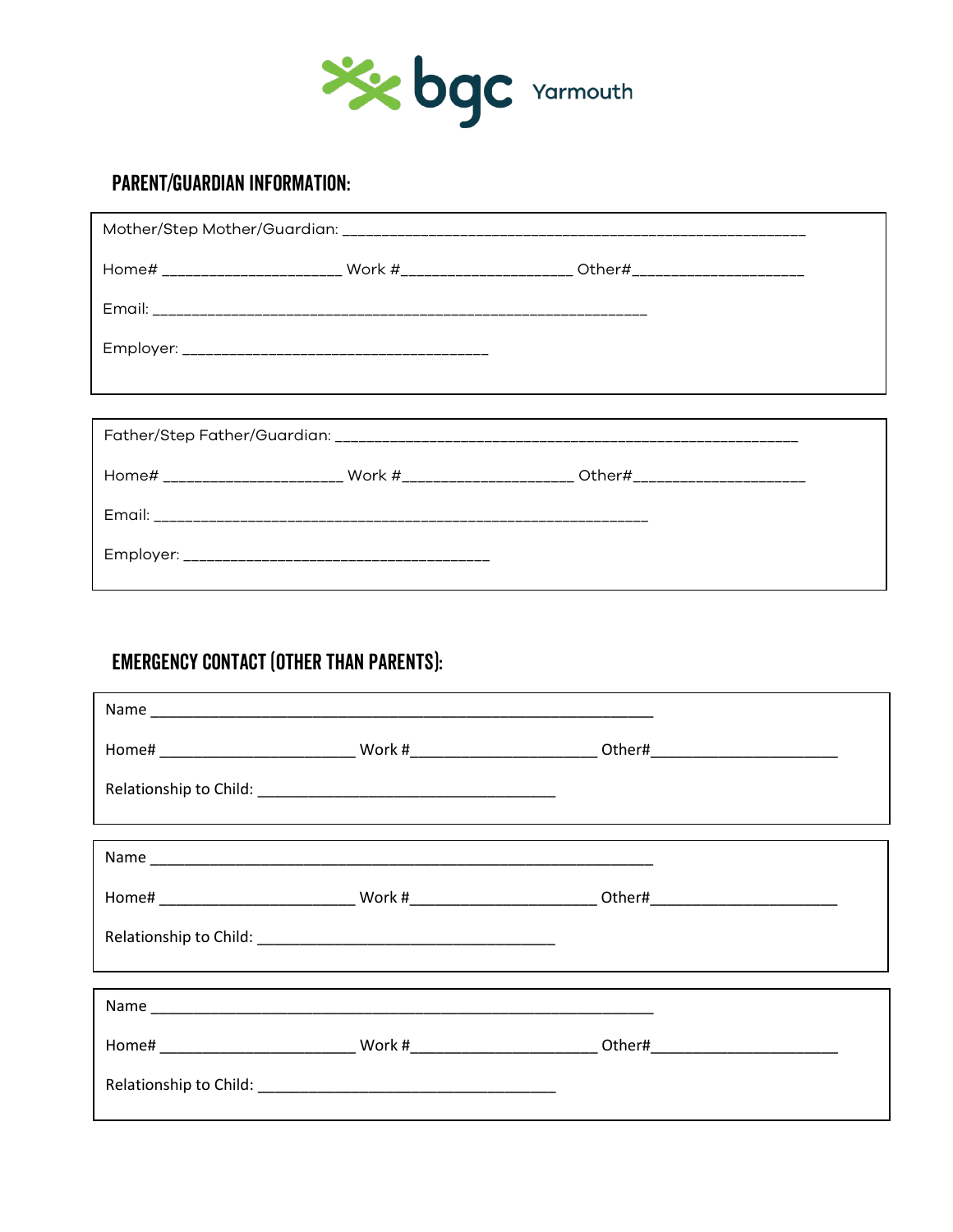bgc Yarmouth

## PARENT/GUARDIAN INFORMATION:

Mother/Step Mother/Guardian: ___________________________________________________________

Home# _______________________ Work #______________________ Other#______________________

Email: _______________________________________________________________

Employer: _______________________________________

Father/Step Father/Guardian: ___________________________________________________________

Home# _______________________ Work #______________________ Other#______________________

Email: _______________________________________________________________

Employer: _______________________________________

## EMERGENCY CONTACT (OTHER THAN PARENTS):

Name _______________________________________________________________

Home# _______________________ Work #______________________ Other#______________________

Relationship to Child: _____________________________________

Name _______________________________________________________________

Home# _______________________ Work #______________________ Other#______________________

Relationship to Child: _____________________________________

Name _______________________________________________________________

Home# _______________________ Work #______________________ Other#______________________

Relationship to Child: _____________________________________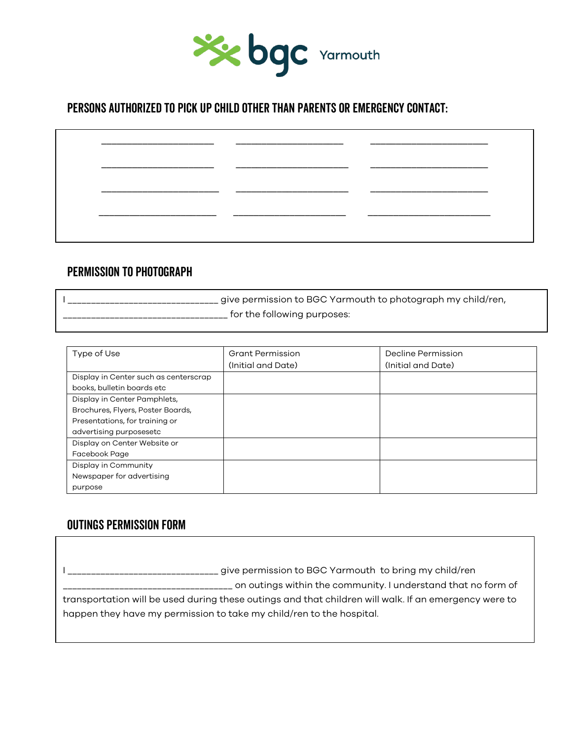bgc Yarmouth

## PERSONS AUTHORIZED TO PICK UP CHILD OTHER THAN PARENTS OR EMERGENCY CONTACT:

______________________ ______________________ ______________________

______________________ ______________________ ______________________

______________________ ______________________ ______________________

______________________ ______________________ ______________________

## PERMISSION TO PHOTOGRAPH

I _____________________________ give permission to BGC Yarmouth to photograph my child/ren, _______________________________ for the following purposes:

| Type of Use | Grant Permission (Initial and Date) | Decline Permission (Initial and Date) |
|---|---|---|
| Display in Center such as centerscrap books, bulletin boards etc | | |
| Display in Center Pamphlets, Brochures, Flyers, Poster Boards, Presentations, for training or advertising purposesetc | | |
| Display on Center Website or Facebook Page | | |
| Display in Community Newspaper for advertising purpose | | |

## OUTINGS PERMISSION FORM

I _____________________________ give permission to BGC Yarmouth to bring my child/ren _________________________________ on outings within the community. I understand that no form of transportation will be used during these outings and that children will walk. If an emergency were to happen they have my permission to take my child/ren to the hospital.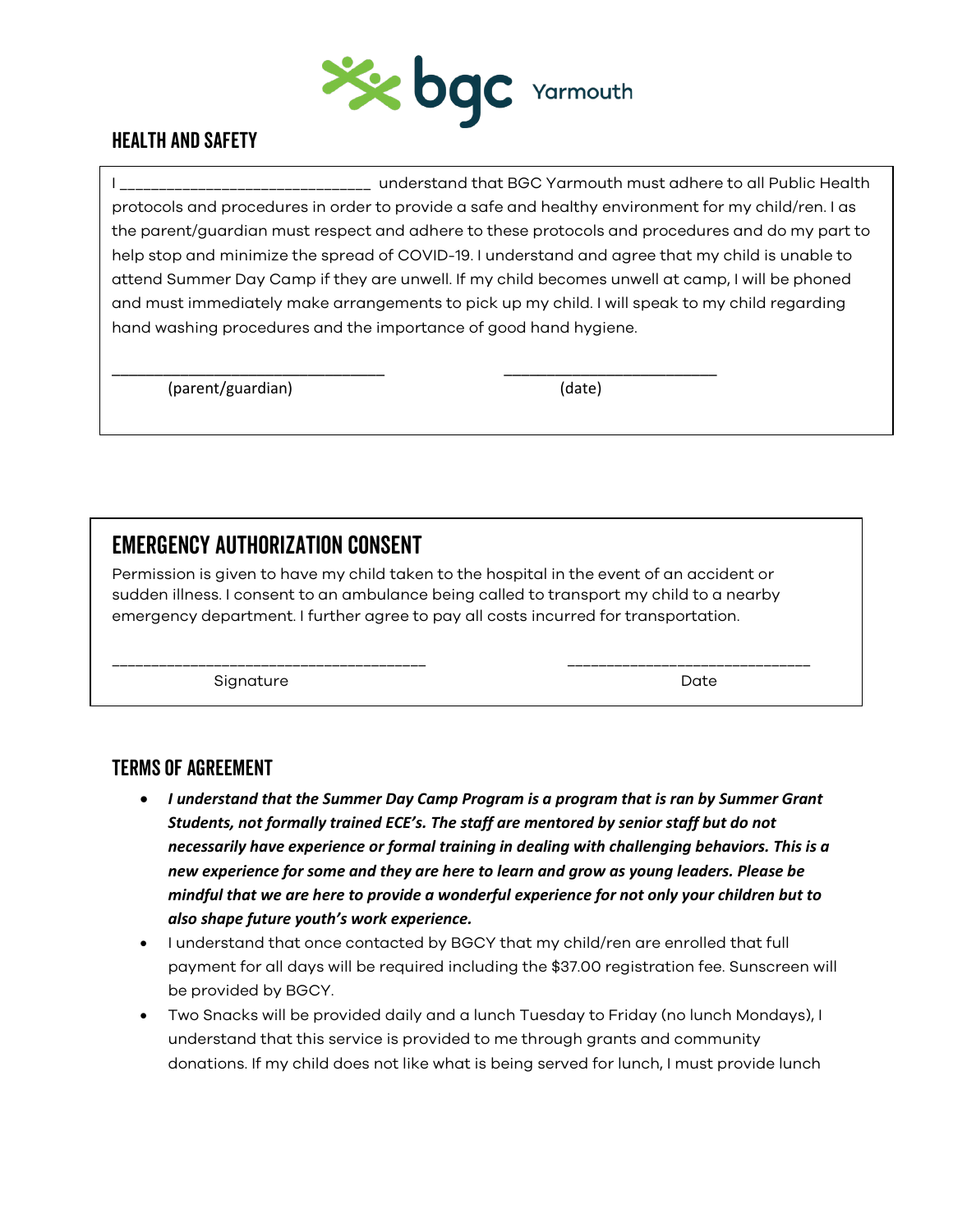bgc Yarmouth

## HEALTH AND SAFETY

I ______________________________ understand that BGC Yarmouth must adhere to all Public Health protocols and procedures in order to provide a safe and healthy environment for my child/ren. I as the parent/guardian must respect and adhere to these protocols and procedures and do my part to help stop and minimize the spread of COVID-19. I understand and agree that my child is unable to attend Summer Day Camp if they are unwell. If my child becomes unwell at camp, I will be phoned and must immediately make arrangements to pick up my child. I will speak to my child regarding hand washing procedures and the importance of good hand hygiene.

________________________________ (parent/guardian)        _________________________ (date)

## EMERGENCY AUTHORIZATION CONSENT

Permission is given to have my child taken to the hospital in the event of an accident or sudden illness. I consent to an ambulance being called to transport my child to a nearby emergency department. I further agree to pay all costs incurred for transportation.

_____________________________________ Signature        _____________________________ Date

## TERMS OF AGREEMENT

- ***I understand that the Summer Day Camp Program is a program that is ran by Summer Grant Students, not formally trained ECE's. The staff are mentored by senior staff but do not necessarily have experience or formal training in dealing with challenging behaviors. This is a new experience for some and they are here to learn and grow as young leaders. Please be mindful that we are here to provide a wonderful experience for not only your children but to also shape future youth's work experience.***
- I understand that once contacted by BGCY that my child/ren are enrolled that full payment for all days will be required including the $37.00 registration fee. Sunscreen will be provided by BGCY.
- Two Snacks will be provided daily and a lunch Tuesday to Friday (no lunch Mondays), I understand that this service is provided to me through grants and community donations. If my child does not like what is being served for lunch, I must provide lunch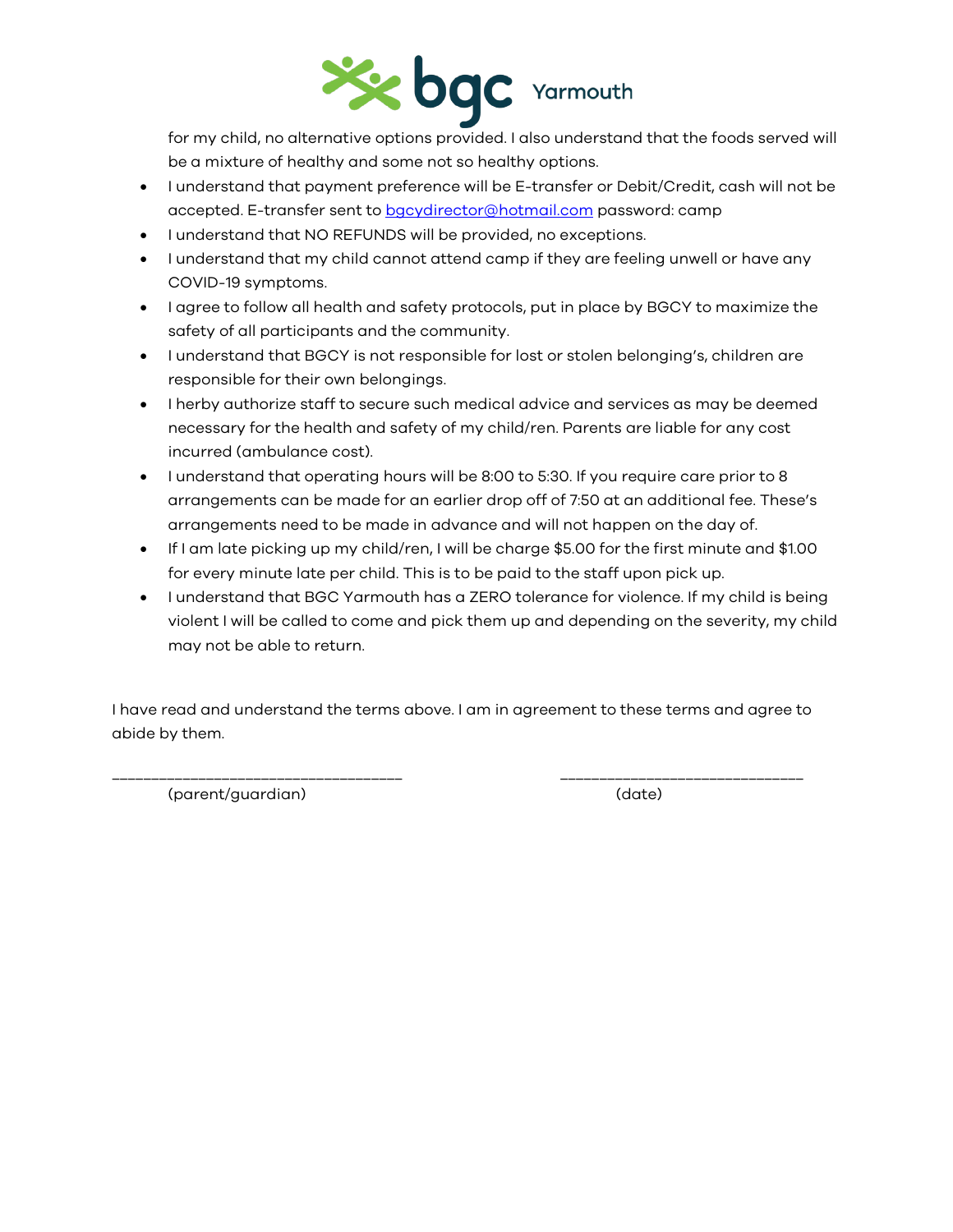for my child, no alternative options provided. I also understand that the foods served will be a mixture of healthy and some not so healthy options.

- I understand that payment preference will be E-transfer or Debit/Credit, cash will not be accepted. E-transfer sent to [bgcydirector@hotmail.com](mailto:bgcydirector@hotmail.com) password: camp
- I understand that NO REFUNDS will be provided, no exceptions.
- I understand that my child cannot attend camp if they are feeling unwell or have any COVID-19 symptoms.
- I agree to follow all health and safety protocols, put in place by BGCY to maximize the safety of all participants and the community.
- I understand that BGCY is not responsible for lost or stolen belonging's, children are responsible for their own belongings.
- I herby authorize staff to secure such medical advice and services as may be deemed necessary for the health and safety of my child/ren. Parents are liable for any cost incurred (ambulance cost).
- I understand that operating hours will be 8:00 to 5:30. If you require care prior to 8 arrangements can be made for an earlier drop off of 7:50 at an additional fee. These's arrangements need to be made in advance and will not happen on the day of.
- If I am late picking up my child/ren, I will be charge $5.00 for the first minute and $1.00 for every minute late per child. This is to be paid to the staff upon pick up.
- I understand that BGC Yarmouth has a ZERO tolerance for violence. If my child is being violent I will be called to come and pick them up and depending on the severity, my child may not be able to return.

I have read and understand the terms above. I am in agreement to these terms and agree to abide by them.

____________________________________ ______________________________

(parent/guardian) (date)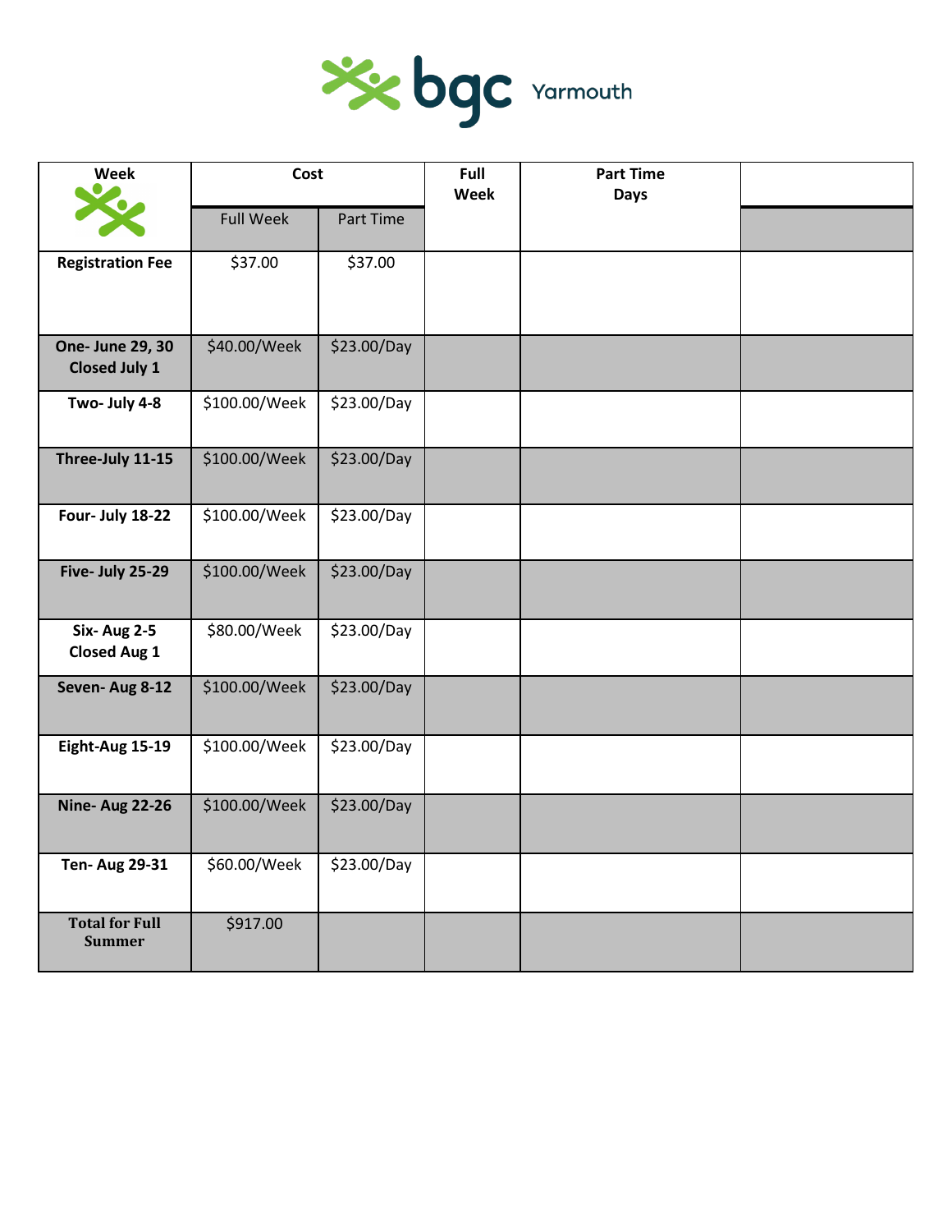bgc Yarmouth

| Week | Cost | | Full Week | Part Time Days | |
|---|---|---|---|---|---|
| | Full Week | Part Time | | | |
| **Registration Fee** | $37.00 | $37.00 | | | |
| **One- June 29, 30 Closed July 1** | $40.00/Week | $23.00/Day | | | |
| **Two- July 4-8** | $100.00/Week | $23.00/Day | | | |
| **Three-July 11-15** | $100.00/Week | $23.00/Day | | | |
| **Four- July 18-22** | $100.00/Week | $23.00/Day | | | |
| **Five- July 25-29** | $100.00/Week | $23.00/Day | | | |
| **Six- Aug 2-5 Closed Aug 1** | $80.00/Week | $23.00/Day | | | |
| **Seven- Aug 8-12** | $100.00/Week | $23.00/Day | | | |
| **Eight-Aug 15-19** | $100.00/Week | $23.00/Day | | | |
| **Nine- Aug 22-26** | $100.00/Week | $23.00/Day | | | |
| **Ten- Aug 29-31** | $60.00/Week | $23.00/Day | | | |
| **Total for Full Summer** | $917.00 | | | | |